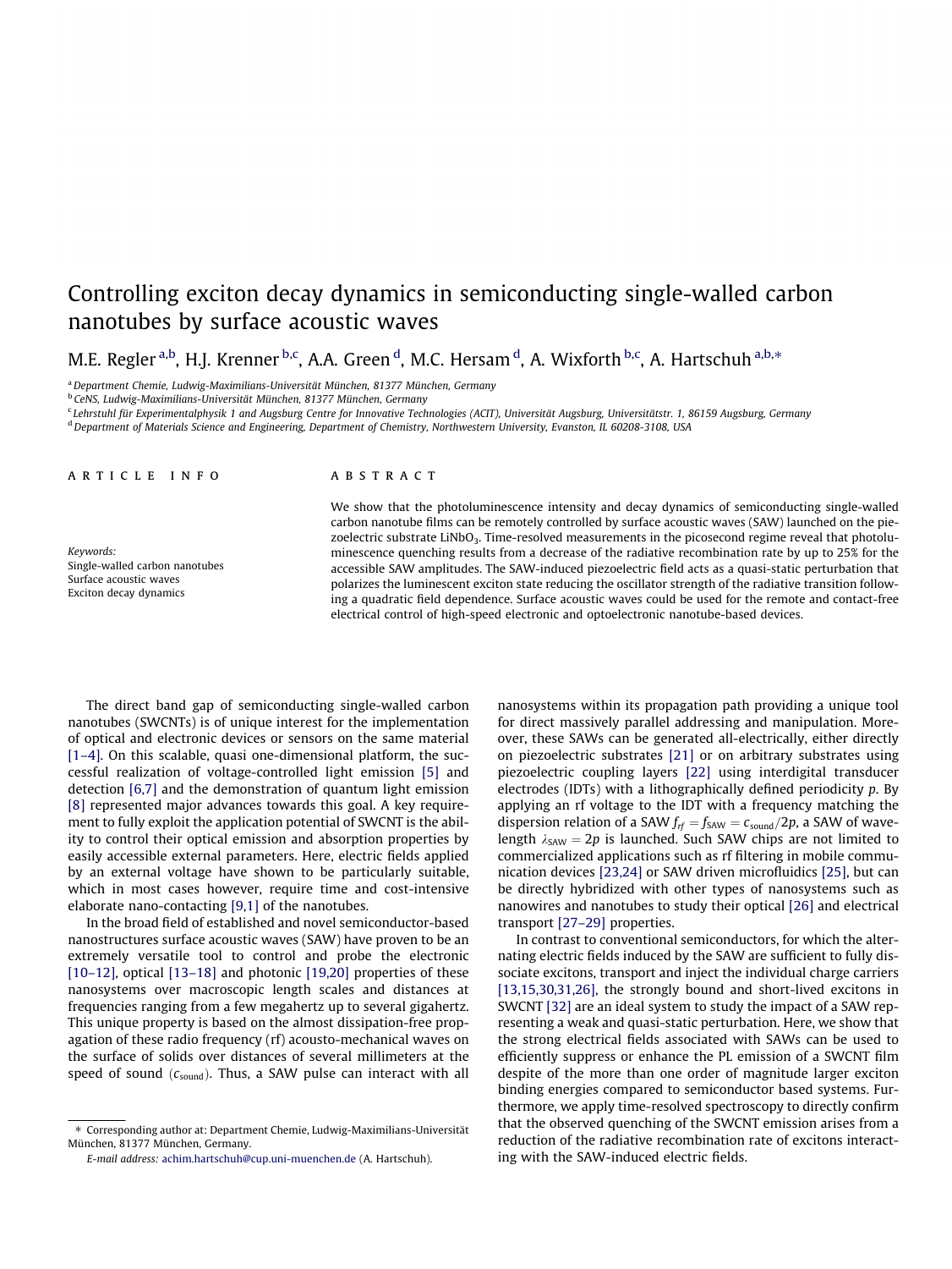# Controlling exciton decay dynamics in semiconducting single-walled carbon nanotubes by surface acoustic waves

M.E. Regler [a,b], H.J. Krenner [b,c], A.A. Green [d], M.C. Hersam [d], A. Wixforth [b,c], A. Hartschuh [a,b,*]

[a] Department Chemie, Ludwig-Maximilians-Universität München, 81377 München, Germany

[b] CeNS, Ludwig-Maximilians-Universität München, 81377 München, Germany

[c] Lehrstuhl für Experimentalphysik 1 and Augsburg Centre for Innovative Technologies (ACIT), Universität Augsburg, Universitätstr. 1, 86159 Augsburg, Germany

[d] Department of Materials Science and Engineering, Department of Chemistry, Northwestern University, Evanston, IL 60208-3108, USA

**ARTICLE INFO**

*Keywords:*
Single-walled carbon nanotubes
Surface acoustic waves
Exciton decay dynamics

**ABSTRACT**

We show that the photoluminescence intensity and decay dynamics of semiconducting single-walled carbon nanotube films can be remotely controlled by surface acoustic waves (SAW) launched on the piezoelectric substrate $LiNbO_3$. Time-resolved measurements in the picosecond regime reveal that photoluminescence quenching results from a decrease of the radiative recombination rate by up to 25% for the accessible SAW amplitudes. The SAW-induced piezoelectric field acts as a quasi-static perturbation that polarizes the luminescent exciton state reducing the oscillator strength of the radiative transition following a quadratic field dependence. Surface acoustic waves could be used for the remote and contact-free electrical control of high-speed electronic and optoelectronic nanotube-based devices.

The direct band gap of semiconducting single-walled carbon nanotubes (SWCNTs) is of unique interest for the implementation of optical and electronic devices or sensors on the same material [1–4]. On this scalable, quasi one-dimensional platform, the successful realization of voltage-controlled light emission [5] and detection [6,7] and the demonstration of quantum light emission [8] represented major advances towards this goal. A key requirement to fully exploit the application potential of SWCNT is the ability to control their optical emission and absorption properties by easily accessible external parameters. Here, electric fields applied by an external voltage have shown to be particularly suitable, which in most cases however, require time and cost-intensive elaborate nano-contacting [9,1] of the nanotubes.

In the broad field of established and novel semiconductor-based nanostructures surface acoustic waves (SAW) have proven to be an extremely versatile tool to control and probe the electronic [10–12], optical [13–18] and photonic [19,20] properties of these nanosystems over macroscopic length scales and distances at frequencies ranging from a few megahertz up to several gigahertz. This unique property is based on the almost dissipation-free propagation of these radio frequency (rf) acousto-mechanical waves on the surface of solids over distances of several millimeters at the speed of sound ($c_{sound}$). Thus, a SAW pulse can interact with all nanosystems within its propagation path providing a unique tool for direct massively parallel addressing and manipulation. Moreover, these SAWs can be generated all-electrically, either directly on piezoelectric substrates [21] or on arbitrary substrates using piezoelectric coupling layers [22] using interdigital transducer electrodes (IDTs) with a lithographically defined periodicity $p$. By applying an rf voltage to the IDT with a frequency matching the dispersion relation of a SAW $f_{rf} = f_{SAW} = c_{sound}/2p$, a SAW of wavelength $\lambda_{SAW} = 2p$ is launched. Such SAW chips are not limited to commercialized applications such as rf filtering in mobile communication devices [23,24] or SAW driven microfluidics [25], but can be directly hybridized with other types of nanosystems such as nanowires and nanotubes to study their optical [26] and electrical transport [27–29] properties.

In contrast to conventional semiconductors, for which the alternating electric fields induced by the SAW are sufficient to fully dissociate excitons, transport and inject the individual charge carriers [13,15,30,31,26], the strongly bound and short-lived excitons in SWCNT [32] are an ideal system to study the impact of a SAW representing a weak and quasi-static perturbation. Here, we show that the strong electrical fields associated with SAWs can be used to efficiently suppress or enhance the PL emission of a SWCNT film despite of the more than one order of magnitude larger exciton binding energies compared to semiconductor based systems. Furthermore, we apply time-resolved spectroscopy to directly confirm that the observed quenching of the SWCNT emission arises from a reduction of the radiative recombination rate of excitons interacting with the SAW-induced electric fields.

* Corresponding author at: Department Chemie, Ludwig-Maximilians-Universität München, 81377 München, Germany.

*E-mail address:* achim.hartschuh@cup.uni-muenchen.de (A. Hartschuh).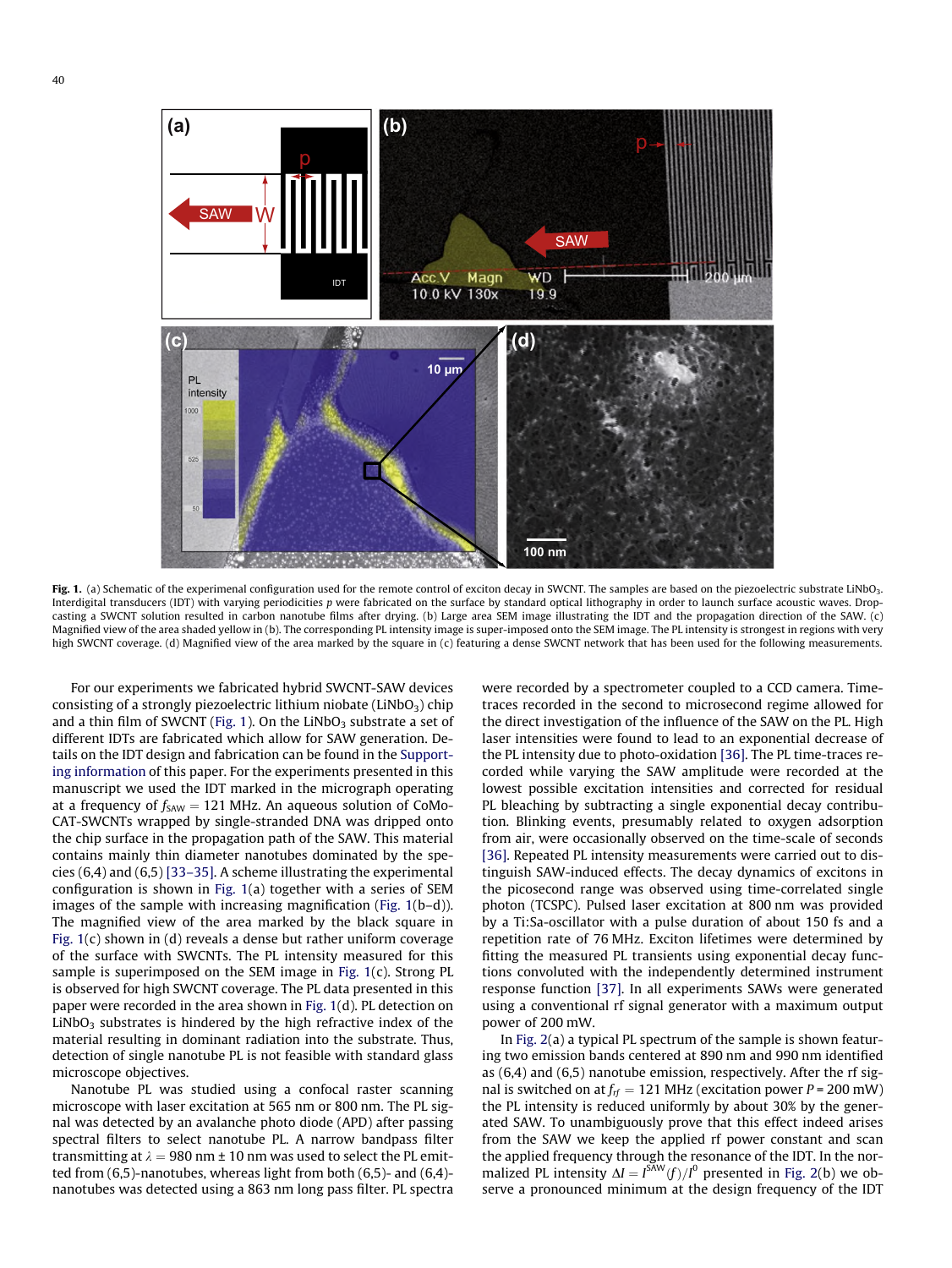**Fig. 1.** (a) Schematic of the experimenal configuration used for the remote control of exciton decay in SWCNT. The samples are based on the piezoelectric substrate $LiNbO_3$. Interdigital transducers (IDT) with varying periodicities *p* were fabricated on the surface by standard optical lithography in order to launch surface acoustic waves. Drop-casting a SWCNT solution resulted in carbon nanotube films after drying. (b) Large area SEM image illustrating the IDT and the propagation direction of the SAW. (c) Magnified view of the area shaded yellow in (b). The corresponding PL intensity image is super-imposed onto the SEM image. The PL intensity is strongest in regions with very high SWCNT coverage. (d) Magnified view of the area marked by the square in (c) featuring a dense SWCNT network that has been used for the following measurements.

For our experiments we fabricated hybrid SWCNT-SAW devices consisting of a strongly piezoelectric lithium niobate ($LiNbO_3$) chip and a thin film of SWCNT (Fig. 1). On the $LiNbO_3$ substrate a set of different IDTs are fabricated which allow for SAW generation. Details on the IDT design and fabrication can be found in the Supporting information of this paper. For the experiments presented in this manuscript we used the IDT marked in the micrograph operating at a frequency of $f_{SAW} = 121$ MHz. An aqueous solution of CoMoCAT-SWCNTs wrapped by single-stranded DNA was dripped onto the chip surface in the propagation path of the SAW. This material contains mainly thin diameter nanotubes dominated by the species (6,4) and (6,5) [33–35]. A scheme illustrating the experimental configuration is shown in Fig. 1(a) together with a series of SEM images of the sample with increasing magnification (Fig. 1(b–d)). The magnified view of the area marked by the black square in Fig. 1(c) shown in (d) reveals a dense but rather uniform coverage of the surface with SWCNTs. The PL intensity measured for this sample is superimposed on the SEM image in Fig. 1(c). Strong PL is observed for high SWCNT coverage. The PL data presented in this paper were recorded in the area shown in Fig. 1(d). PL detection on $LiNbO_3$ substrates is hindered by the high refractive index of the material resulting in dominant radiation into the substrate. Thus, detection of single nanotube PL is not feasible with standard glass microscope objectives.

Nanotube PL was studied using a confocal raster scanning microscope with laser excitation at 565 nm or 800 nm. The PL signal was detected by an avalanche photo diode (APD) after passing spectral filters to select nanotube PL. A narrow bandpass filter transmitting at $\lambda = 980$ nm ± 10 nm was used to select the PL emitted from (6,5)-nanotubes, whereas light from both (6,5)- and (6,4)-nanotubes was detected using a 863 nm long pass filter. PL spectra were recorded by a spectrometer coupled to a CCD camera. Time-traces recorded in the second to microsecond regime allowed for the direct investigation of the influence of the SAW on the PL. High laser intensities were found to lead to an exponential decrease of the PL intensity due to photo-oxidation [36]. The PL time-traces recorded while varying the SAW amplitude were recorded at the lowest possible excitation intensities and corrected for residual PL bleaching by subtracting a single exponential decay contribution. Blinking events, presumably related to oxygen adsorption from air, were occasionally observed on the time-scale of seconds [36]. Repeated PL intensity measurements were carried out to distinguish SAW-induced effects. The decay dynamics of excitons in the picosecond range was observed using time-correlated single photon (TCSPC). Pulsed laser excitation at 800 nm was provided by a Ti:Sa-oscillator with a pulse duration of about 150 fs and a repetition rate of 76 MHz. Exciton lifetimes were determined by fitting the measured PL transients using exponential decay functions convoluted with the independently determined instrument response function [37]. In all experiments SAWs were generated using a conventional rf signal generator with a maximum output power of 200 mW.

In Fig. 2(a) a typical PL spectrum of the sample is shown featuring two emission bands centered at 890 nm and 990 nm identified as (6,4) and (6,5) nanotube emission, respectively. After the rf signal is switched on at $f_{rf} = 121$ MHz (excitation power $P = 200$ mW) the PL intensity is reduced uniformly by about 30% by the generated SAW. To unambiguously prove that this effect indeed arises from the SAW we keep the applied rf power constant and scan the applied frequency through the resonance of the IDT. In the normalized PL intensity $\Delta I = I^{SAW}(f)/I^0$ presented in Fig. 2(b) we observe a pronounced minimum at the design frequency of the IDT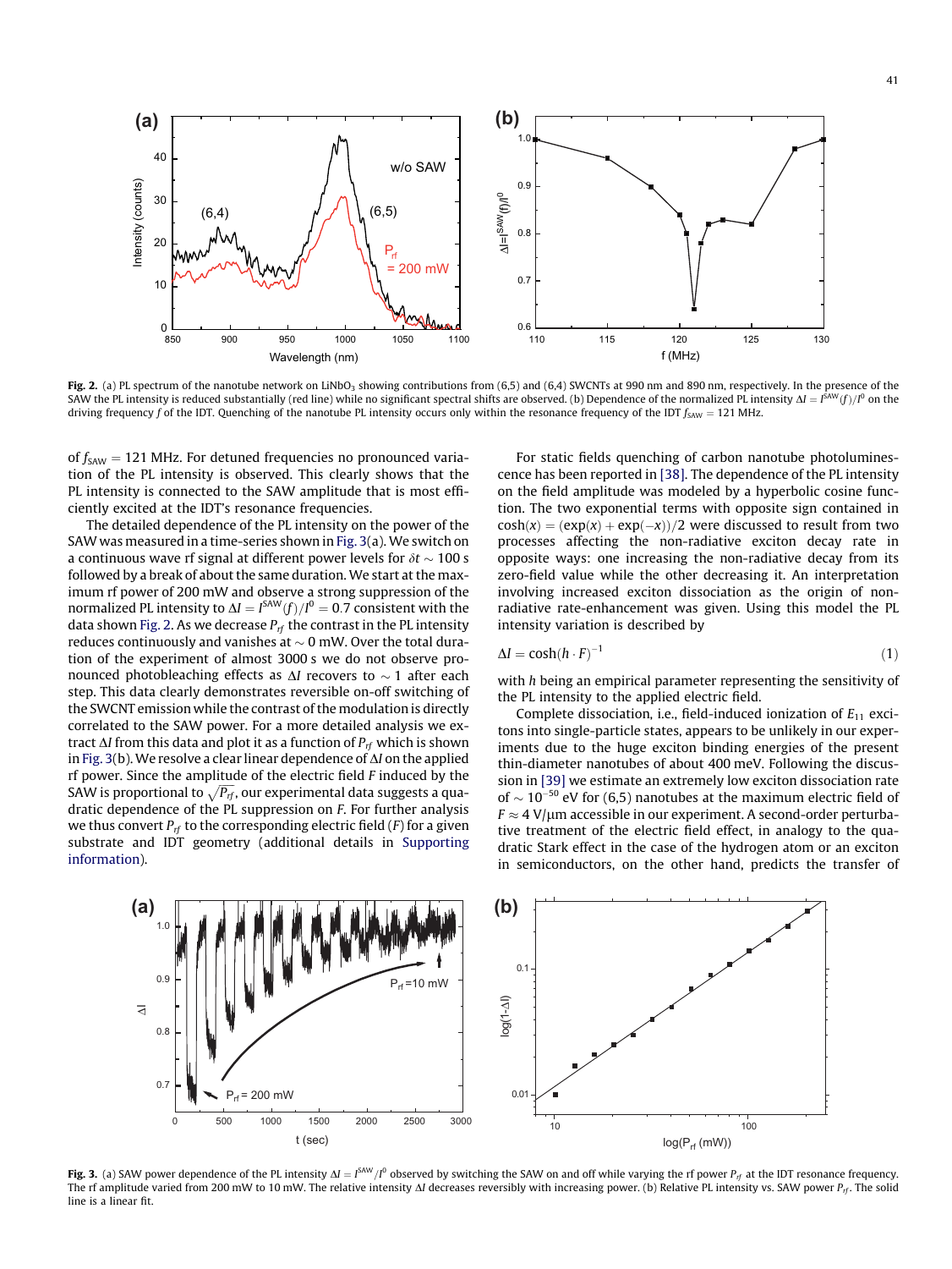Fig. 2. (a) PL spectrum of the nanotube network on $LiNbO_3$ showing contributions from (6,5) and (6,4) SWCNTs at 990 nm and 890 nm, respectively. In the presence of the SAW the PL intensity is reduced substantially (red line) while no significant spectral shifts are observed. (b) Dependence of the normalized PL intensity $\Delta I = I^{SAW}(f)/I^0$ on the driving frequency $f$ of the IDT. Quenching of the nanotube PL intensity occurs only within the resonance frequency of the IDT $f_{SAW} = 121$ MHz.

of $f_{SAW} = 121$ MHz. For detuned frequencies no pronounced variation of the PL intensity is observed. This clearly shows that the PL intensity is connected to the SAW amplitude that is most efficiently excited at the IDT's resonance frequencies.

The detailed dependence of the PL intensity on the power of the SAW was measured in a time-series shown in Fig. 3(a). We switch on a continuous wave rf signal at different power levels for $\delta t \sim 100$ s followed by a break of about the same duration. We start at the maximum rf power of 200 mW and observe a strong suppression of the normalized PL intensity to $\Delta I = I^{SAW}(f)/I^0 = 0.7$ consistent with the data shown Fig. 2. As we decrease $P_{rf}$ the contrast in the PL intensity reduces continuously and vanishes at $\sim 0$ mW. Over the total duration of the experiment of almost 3000 s we do not observe pronounced photobleaching effects as $\Delta I$ recovers to $\sim 1$ after each step. This data clearly demonstrates reversible on-off switching of the SWCNT emission while the contrast of the modulation is directly correlated to the SAW power. For a more detailed analysis we extract $\Delta I$ from this data and plot it as a function of $P_{rf}$ which is shown in Fig. 3(b). We resolve a clear linear dependence of $\Delta I$ on the applied rf power. Since the amplitude of the electric field $F$ induced by the SAW is proportional to $\sqrt{P_{rf}}$, our experimental data suggests a quadratic dependence of the PL suppression on $F$. For further analysis we thus convert $P_{rf}$ to the corresponding electric field ($F$) for a given substrate and IDT geometry (additional details in Supporting information).

For static fields quenching of carbon nanotube photoluminescence has been reported in [38]. The dependence of the PL intensity on the field amplitude was modeled by a hyperbolic cosine function. The two exponential terms with opposite sign contained in $\cosh(x) = (\exp(x) + \exp(-x))/2$ were discussed to result from two processes affecting the non-radiative exciton decay rate in opposite ways: one increasing the non-radiative decay from its zero-field value while the other decreasing it. An interpretation involving increased exciton dissociation as the origin of non-radiative rate-enhancement was given. Using this model the PL intensity variation is described by

$$\Delta I = \cosh(h \cdot F)^{-1} \tag{1}$$

with $h$ being an empirical parameter representing the sensitivity of the PL intensity to the applied electric field.

Complete dissociation, i.e., field-induced ionization of $E_{11}$ excitons into single-particle states, appears to be unlikely in our experiments due to the huge exciton binding energies of the present thin-diameter nanotubes of about 400 meV. Following the discussion in [39] we estimate an extremely low exciton dissociation rate of $\sim 10^{-50}$ eV for (6,5) nanotubes at the maximum electric field of $F \approx 4$ V/μm accessible in our experiment. A second-order perturbative treatment of the electric field effect, in analogy to the quadratic Stark effect in the case of the hydrogen atom or an exciton in semiconductors, on the other hand, predicts the transfer of

Fig. 3. (a) SAW power dependence of the PL intensity $\Delta I = I^{SAW}/I^0$ observed by switching the SAW on and off while varying the rf power $P_{rf}$ at the IDT resonance frequency. The rf amplitude varied from 200 mW to 10 mW. The relative intensity $\Delta I$ decreases reversibly with increasing power. (b) Relative PL intensity vs. SAW power $P_{rf}$. The solid line is a linear fit.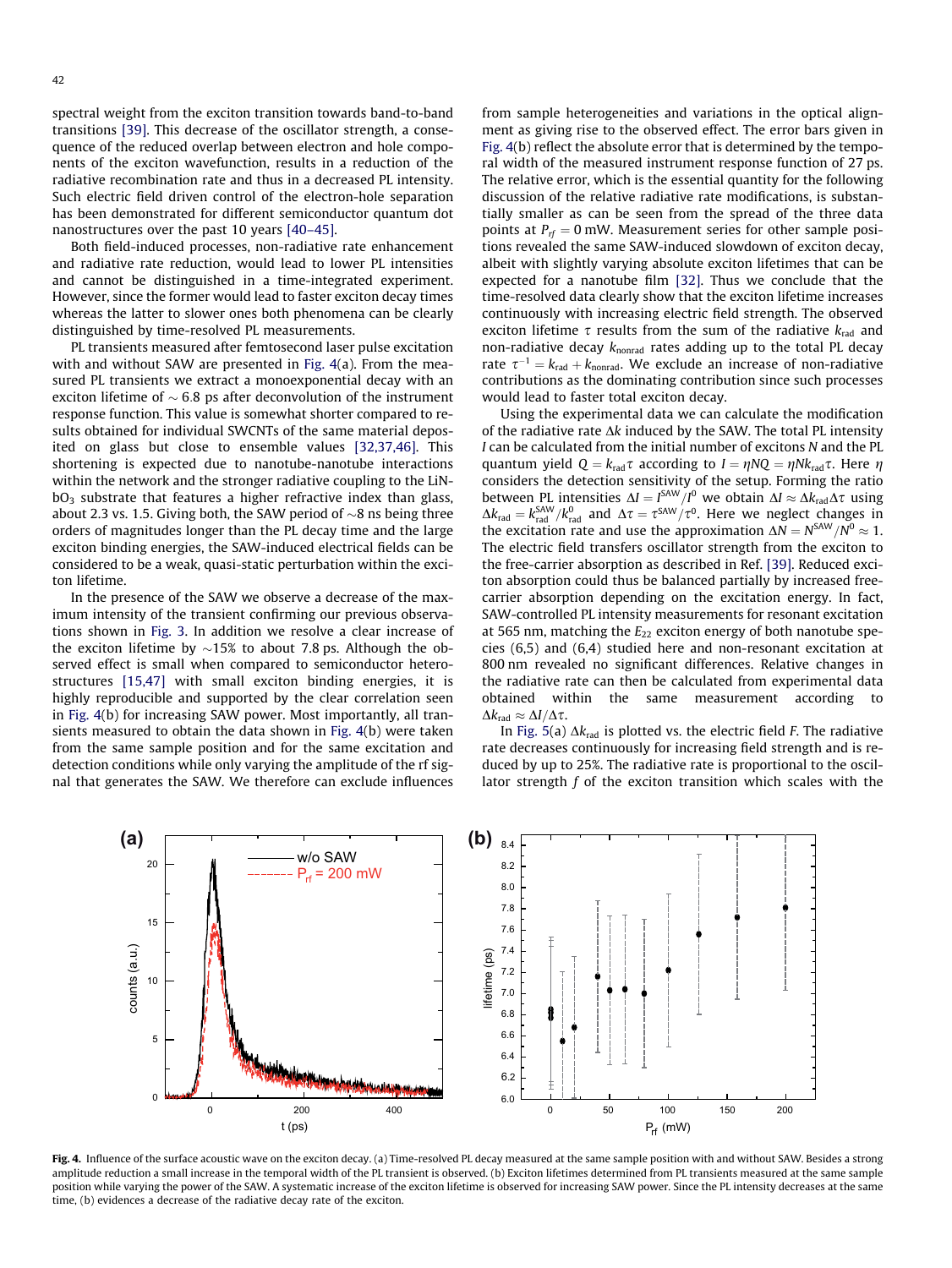spectral weight from the exciton transition towards band-to-band transitions [39]. This decrease of the oscillator strength, a consequence of the reduced overlap between electron and hole components of the exciton wavefunction, results in a reduction of the radiative recombination rate and thus in a decreased PL intensity. Such electric field driven control of the electron-hole separation has been demonstrated for different semiconductor quantum dot nanostructures over the past 10 years [40–45].

Both field-induced processes, non-radiative rate enhancement and radiative rate reduction, would lead to lower PL intensities and cannot be distinguished in a time-integrated experiment. However, since the former would lead to faster exciton decay times whereas the latter to slower ones both phenomena can be clearly distinguished by time-resolved PL measurements.

PL transients measured after femtosecond laser pulse excitation with and without SAW are presented in Fig. 4(a). From the measured PL transients we extract a monoexponential decay with an exciton lifetime of $\sim$ 6.8 ps after deconvolution of the instrument response function. This value is somewhat shorter compared to results obtained for individual SWCNTs of the same material deposited on glass but close to ensemble values [32,37,46]. This shortening is expected due to nanotube-nanotube interactions within the network and the stronger radiative coupling to the $LiNbO_3$ substrate that features a higher refractive index than glass, about 2.3 vs. 1.5. Giving both, the SAW period of $\sim$8 ns being three orders of magnitudes longer than the PL decay time and the large exciton binding energies, the SAW-induced electrical fields can be considered to be a weak, quasi-static perturbation within the exciton lifetime.

In the presence of the SAW we observe a decrease of the maximum intensity of the transient confirming our previous observations shown in Fig. 3. In addition we resolve a clear increase of the exciton lifetime by $\sim$15% to about 7.8 ps. Although the observed effect is small when compared to semiconductor heterostructures [15,47] with small exciton binding energies, it is highly reproducible and supported by the clear correlation seen in Fig. 4(b) for increasing SAW power. Most importantly, all transients measured to obtain the data shown in Fig. 4(b) were taken from the same sample position and for the same excitation and detection conditions while only varying the amplitude of the rf signal that generates the SAW. We therefore can exclude influences from sample heterogeneities and variations in the optical alignment as giving rise to the observed effect. The error bars given in Fig. 4(b) reflect the absolute error that is determined by the temporal width of the measured instrument response function of 27 ps. The relative error, which is the essential quantity for the following discussion of the relative radiative rate modifications, is substantially smaller as can be seen from the spread of the three data points at $P_{rf} = 0$ mW. Measurement series for other sample positions revealed the same SAW-induced slowdown of exciton decay, albeit with slightly varying absolute exciton lifetimes that can be expected for a nanotube film [32]. Thus we conclude that the time-resolved data clearly show that the exciton lifetime increases continuously with increasing electric field strength. The observed exciton lifetime $\tau$ results from the sum of the radiative $k_{rad}$ and non-radiative decay $k_{nonrad}$ rates adding up to the total PL decay rate $\tau^{-1} = k_{rad} + k_{nonrad}$. We exclude an increase of non-radiative contributions as the dominating contribution since such processes would lead to faster total exciton decay.

Using the experimental data we can calculate the modification of the radiative rate $\Delta k$ induced by the SAW. The total PL intensity $I$ can be calculated from the initial number of excitons $N$ and the PL quantum yield $Q = k_{rad}\tau$ according to $I = \eta N Q = \eta N k_{rad}\tau$. Here $\eta$ considers the detection sensitivity of the setup. Forming the ratio between PL intensities $\Delta I = I^{SAW}/I^{0}$ we obtain $\Delta I \approx \Delta k_{rad}\Delta\tau$ using $\Delta k_{rad} = k_{rad}^{SAW}/k_{rad}^{0}$ and $\Delta\tau = \tau^{SAW}/\tau^{0}$. Here we neglect changes in the excitation rate and use the approximation $\Delta N = N^{SAW}/N^{0} \approx 1$. The electric field transfers oscillator strength from the exciton to the free-carrier absorption as described in Ref. [39]. Reduced exciton absorption could thus be balanced partially by increased free-carrier absorption depending on the excitation energy. In fact, SAW-controlled PL intensity measurements for resonant excitation at 565 nm, matching the $E_{22}$ exciton energy of both nanotube species (6,5) and (6,4) studied here and non-resonant excitation at 800 nm revealed no significant differences. Relative changes in the radiative rate can then be calculated from experimental data obtained within the same measurement according to $\Delta k_{rad} \approx \Delta I/\Delta\tau$.

In Fig. 5(a) $\Delta k_{rad}$ is plotted vs. the electric field $F$. The radiative rate decreases continuously for increasing field strength and is reduced by up to 25%. The radiative rate is proportional to the oscillator strength $f$ of the exciton transition which scales with the

**Fig. 4.** Influence of the surface acoustic wave on the exciton decay. (a) Time-resolved PL decay measured at the same sample position with and without SAW. Besides a strong amplitude reduction a small increase in the temporal width of the PL transient is observed. (b) Exciton lifetimes determined from PL transients measured at the same sample position while varying the power of the SAW. A systematic increase of the exciton lifetime is observed for increasing SAW power. Since the PL intensity decreases at the same time, (b) evidences a decrease of the radiative decay rate of the exciton.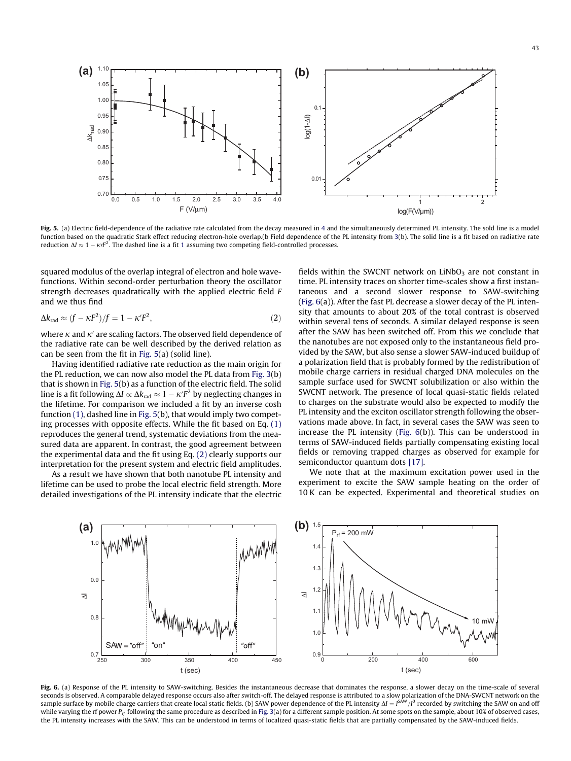**Fig. 5.** (a) Electric field-dependence of the radiative rate calculated from the decay measured in 4 and the simultaneously determined PL intensity. The sold line is a model function based on the quadratic Stark effect reducing electron-hole overlap.(b Field dependence of the PL intensity from 3(b). The solid line is a fit based on radiative rate reduction $\Delta I \approx 1 - \kappa\prime F^2$. The dashed line is a fit 1 assuming two competing field-controlled processes.

squared modulus of the overlap integral of electron and hole wavefunctions. Within second-order perturbation theory the oscillator strength decreases quadratically with the applied electric field $F$ and we thus find

$$\Delta k_{\mathrm{rad}} \approx (f - \kappa F^2)/f = 1 - \kappa' F^2, \tag{2}$$

where $\kappa$ and $\kappa'$ are scaling factors. The observed field dependence of the radiative rate can be well described by the derived relation as can be seen from the fit in Fig. 5(a) (solid line).

Having identified radiative rate reduction as the main origin for the PL reduction, we can now also model the PL data from Fig. 3(b) that is shown in Fig. 5(b) as a function of the electric field. The solid line is a fit following $\Delta I \propto \Delta k_{\mathrm{rad}} \approx 1 - \kappa' F^2$ by neglecting changes in the lifetime. For comparison we included a fit by an inverse cosh function (1), dashed line in Fig. 5(b), that would imply two competing processes with opposite effects. While the fit based on Eq. (1) reproduces the general trend, systematic deviations from the measured data are apparent. In contrast, the good agreement between the experimental data and the fit using Eq. (2) clearly supports our interpretation for the present system and electric field amplitudes.

As a result we have shown that both nanotube PL intensity and lifetime can be used to probe the local electric field strength. More detailed investigations of the PL intensity indicate that the electric fields within the SWCNT network on $LiNbO_3$ are not constant in time. PL intensity traces on shorter time-scales show a first instantaneous and a second slower response to SAW-switching (Fig. 6(a)). After the fast PL decrease a slower decay of the PL intensity that amounts to about 20% of the total contrast is observed within several tens of seconds. A similar delayed response is seen after the SAW has been switched off. From this we conclude that the nanotubes are not exposed only to the instantaneous field provided by the SAW, but also sense a slower SAW-induced buildup of a polarization field that is probably formed by the redistribution of mobile charge carriers in residual charged DNA molecules on the sample surface used for SWCNT solubilization or also within the SWCNT network. The presence of local quasi-static fields related to charges on the substrate would also be expected to modify the PL intensity and the exciton oscillator strength following the observations made above. In fact, in several cases the SAW was seen to increase the PL intensity (Fig. 6(b)). This can be understood in terms of SAW-induced fields partially compensating existing local fields or removing trapped charges as observed for example for semiconductor quantum dots [17].

We note that at the maximum excitation power used in the experiment to excite the SAW sample heating on the order of 10 K can be expected. Experimental and theoretical studies on

**Fig. 6.** (a) Response of the PL intensity to SAW-switching. Besides the instantaneous decrease that dominates the response, a slower decay on the time-scale of several seconds is observed. A comparable delayed response occurs also after switch-off. The delayed response is attributed to a slow polarization of the DNA-SWCNT network on the sample surface by mobile charge carriers that create local static fields. (b) SAW power dependence of the PL intensity $\Delta I = I^{\mathrm{SAW}}/I^0$ recorded by switching the SAW on and off while varying the rf power $P_{\mathrm{rf}}$ following the same procedure as described in Fig. 3(a) for a different sample position. At some spots on the sample, about 10% of observed cases, the PL intensity increases with the SAW. This can be understood in terms of localized quasi-static fields that are partially compensated by the SAW-induced fields.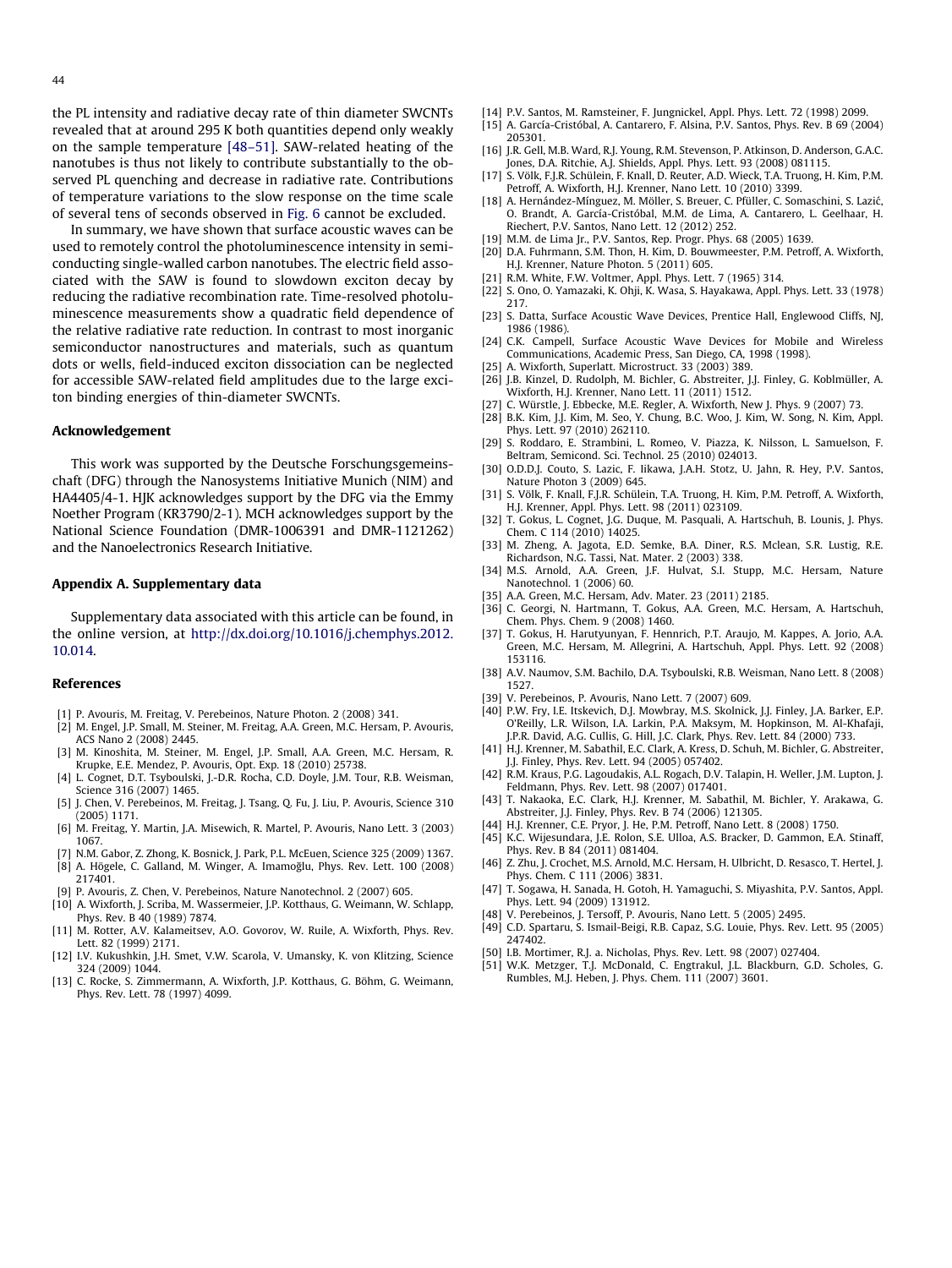the PL intensity and radiative decay rate of thin diameter SWCNTs revealed that at around 295 K both quantities depend only weakly on the sample temperature [48–51]. SAW-related heating of the nanotubes is thus not likely to contribute substantially to the observed PL quenching and decrease in radiative rate. Contributions of temperature variations to the slow response on the time scale of several tens of seconds observed in Fig. 6 cannot be excluded.

In summary, we have shown that surface acoustic waves can be used to remotely control the photoluminescence intensity in semiconducting single-walled carbon nanotubes. The electric field associated with the SAW is found to slowdown exciton decay by reducing the radiative recombination rate. Time-resolved photoluminescence measurements show a quadratic field dependence of the relative radiative rate reduction. In contrast to most inorganic semiconductor nanostructures and materials, such as quantum dots or wells, field-induced exciton dissociation can be neglected for accessible SAW-related field amplitudes due to the large exciton binding energies of thin-diameter SWCNTs.

## Acknowledgement

This work was supported by the Deutsche Forschungsgemeinschaft (DFG) through the Nanosystems Initiative Munich (NIM) and HA4405/4-1. HJK acknowledges support by the DFG via the Emmy Noether Program (KR3790/2-1). MCH acknowledges support by the National Science Foundation (DMR-1006391 and DMR-1121262) and the Nanoelectronics Research Initiative.

## Appendix A. Supplementary data

Supplementary data associated with this article can be found, in the online version, at http://dx.doi.org/10.1016/j.chemphys.2012.10.014.

## References

[1] P. Avouris, M. Freitag, V. Perebeinos, Nature Photon. 2 (2008) 341.
[2] M. Engel, J.P. Small, M. Steiner, M. Freitag, A.A. Green, M.C. Hersam, P. Avouris, ACS Nano 2 (2008) 2445.
[3] M. Kinoshita, M. Steiner, M. Engel, J.P. Small, A.A. Green, M.C. Hersam, R. Krupke, E.E. Mendez, P. Avouris, Opt. Exp. 18 (2010) 25738.
[4] L. Cognet, D.T. Tsyboulski, J.-D.R. Rocha, C.D. Doyle, J.M. Tour, R.B. Weisman, Science 316 (2007) 1465.
[5] J. Chen, V. Perebeinos, M. Freitag, J. Tsang, Q. Fu, J. Liu, P. Avouris, Science 310 (2005) 1171.
[6] M. Freitag, Y. Martin, J.A. Misewich, R. Martel, P. Avouris, Nano Lett. 3 (2003) 1067.
[7] N.M. Gabor, Z. Zhong, K. Bosnick, J. Park, P.L. McEuen, Science 325 (2009) 1367.
[8] A. Högele, C. Galland, M. Winger, A. Imamoğlu, Phys. Rev. Lett. 100 (2008) 217401.
[9] P. Avouris, Z. Chen, V. Perebeinos, Nature Nanotechnol. 2 (2007) 605.
[10] A. Wixforth, J. Scriba, M. Wassermeier, J.P. Kotthaus, G. Weimann, W. Schlapp, Phys. Rev. B 40 (1989) 7874.
[11] M. Rotter, A.V. Kalameitsev, A.O. Govorov, W. Ruile, A. Wixforth, Phys. Rev. Lett. 82 (1999) 2171.
[12] I.V. Kukushkin, J.H. Smet, V.W. Scarola, V. Umansky, K. von Klitzing, Science 324 (2009) 1044.
[13] C. Rocke, S. Zimmermann, A. Wixforth, J.P. Kotthaus, G. Böhm, G. Weimann, Phys. Rev. Lett. 78 (1997) 4099.
[14] P.V. Santos, M. Ramsteiner, F. Jungnickel, Appl. Phys. Lett. 72 (1998) 2099.
[15] A. García-Cristóbal, A. Cantarero, F. Alsina, P.V. Santos, Phys. Rev. B 69 (2004) 205301.
[16] J.R. Gell, M.B. Ward, R.J. Young, R.M. Stevenson, P. Atkinson, D. Anderson, G.A.C. Jones, D.A. Ritchie, A.J. Shields, Appl. Phys. Lett. 93 (2008) 081115.
[17] S. Völk, F.J.R. Schülein, F. Knall, D. Reuter, A.D. Wieck, T.A. Truong, H. Kim, P.M. Petroff, A. Wixforth, H.J. Krenner, Nano Lett. 10 (2010) 3399.
[18] A. Hernández-Mínguez, M. Möller, S. Breuer, C. Pfüller, C. Somaschini, S. Lazić, O. Brandt, A. García-Cristóbal, M.M. de Lima, A. Cantarero, L. Geelhaar, H. Riechert, P.V. Santos, Nano Lett. 12 (2012) 252.
[19] M.M. de Lima Jr., P.V. Santos, Rep. Progr. Phys. 68 (2005) 1639.
[20] D.A. Fuhrmann, S.M. Thon, H. Kim, D. Bouwmeester, P.M. Petroff, A. Wixforth, H.J. Krenner, Nature Photon. 5 (2011) 605.
[21] R.M. White, F.W. Voltmer, Appl. Phys. Lett. 7 (1965) 314.
[22] S. Ono, O. Yamazaki, K. Ohji, K. Wasa, S. Hayakawa, Appl. Phys. Lett. 33 (1978) 217.
[23] S. Datta, Surface Acoustic Wave Devices, Prentice Hall, Englewood Cliffs, NJ, 1986 (1986).
[24] C.K. Campell, Surface Acoustic Wave Devices for Mobile and Wireless Communications, Academic Press, San Diego, CA, 1998 (1998).
[25] A. Wixforth, Superlatt. Microstruct. 33 (2003) 389.
[26] J.B. Kinzel, D. Rudolph, M. Bichler, G. Abstreiter, J.J. Finley, G. Koblmüller, A. Wixforth, H.J. Krenner, Nano Lett. 11 (2011) 1512.
[27] C. Würstle, J. Ebbecke, M.E. Regler, A. Wixforth, New J. Phys. 9 (2007) 73.
[28] B.K. Kim, J.J. Kim, M. Seo, Y. Chung, B.C. Woo, J. Kim, W. Song, N. Kim, Appl. Phys. Lett. 97 (2010) 262110.
[29] S. Roddaro, E. Strambini, L. Romeo, V. Piazza, K. Nilsson, L. Samuelson, F. Beltram, Semicond. Sci. Technol. 25 (2010) 024013.
[30] O.D.D.J. Couto, S. Lazic, F. Iikawa, J.A.H. Stotz, U. Jahn, R. Hey, P.V. Santos, Nature Photon 3 (2009) 645.
[31] S. Völk, F. Knall, F.J.R. Schülein, T.A. Truong, H. Kim, P.M. Petroff, A. Wixforth, H.J. Krenner, Appl. Phys. Lett. 98 (2011) 023109.
[32] T. Gokus, L. Cognet, J.G. Duque, M. Pasquali, A. Hartschuh, B. Lounis, J. Phys. Chem. C 114 (2010) 14025.
[33] M. Zheng, A. Jagota, E.D. Semke, B.A. Diner, R.S. Mclean, S.R. Lustig, R.E. Richardson, N.G. Tassi, Nat. Mater. 2 (2003) 338.
[34] M.S. Arnold, A.A. Green, J.F. Hulvat, S.I. Stupp, M.C. Hersam, Nature Nanotechnol. 1 (2006) 60.
[35] A.A. Green, M.C. Hersam, Adv. Mater. 23 (2011) 2185.
[36] C. Georgi, N. Hartmann, T. Gokus, A.A. Green, M.C. Hersam, A. Hartschuh, Chem. Phys. Chem. 9 (2008) 1460.
[37] T. Gokus, H. Harutyunyan, F. Hennrich, P.T. Araujo, M. Kappes, A. Jorio, A.A. Green, M.C. Hersam, M. Allegrini, A. Hartschuh, Appl. Phys. Lett. 92 (2008) 153116.
[38] A.V. Naumov, S.M. Bachilo, D.A. Tsyboulski, R.B. Weisman, Nano Lett. 8 (2008) 1527.
[39] V. Perebeinos, P. Avouris, Nano Lett. 7 (2007) 609.
[40] P.W. Fry, I.E. Itskevich, D.J. Mowbray, M.S. Skolnick, J.J. Finley, J.A. Barker, E.P. O'Reilly, L.R. Wilson, I.A. Larkin, P.A. Maksym, M. Hopkinson, M. Al-Khafaji, J.P.R. David, A.G. Cullis, G. Hill, J.C. Clark, Phys. Rev. Lett. 84 (2000) 733.
[41] H.J. Krenner, M. Sabathil, E.C. Clark, A. Kress, D. Schuh, M. Bichler, G. Abstreiter, J.J. Finley, Phys. Rev. Lett. 94 (2005) 057402.
[42] R.M. Kraus, P.G. Lagoudakis, A.L. Rogach, D.V. Talapin, H. Weller, J.M. Lupton, J. Feldmann, Phys. Rev. Lett. 98 (2007) 017401.
[43] T. Nakaoka, E.C. Clark, H.J. Krenner, M. Sabathil, M. Bichler, Y. Arakawa, G. Abstreiter, J.J. Finley, Phys. Rev. B 74 (2006) 121305.
[44] H.J. Krenner, C.E. Pryor, J. He, P.M. Petroff, Nano Lett. 8 (2008) 1750.
[45] K.C. Wijesundara, J.E. Rolon, S.E. Ulloa, A.S. Bracker, D. Gammon, E.A. Stinaff, Phys. Rev. B 84 (2011) 081404.
[46] Z. Zhu, J. Crochet, M.S. Arnold, M.C. Hersam, H. Ulbricht, D. Resasco, T. Hertel, J. Phys. Chem. C 111 (2006) 3831.
[47] T. Sogawa, H. Sanada, H. Gotoh, H. Yamaguchi, S. Miyashita, P.V. Santos, Appl. Phys. Lett. 94 (2009) 131912.
[48] V. Perebeinos, J. Tersoff, P. Avouris, Nano Lett. 5 (2005) 2495.
[49] C.D. Spartaru, S. Ismail-Beigi, R.B. Capaz, S.G. Louie, Phys. Rev. Lett. 95 (2005) 247402.
[50] I.B. Mortimer, R.J. a. Nicholas, Phys. Rev. Lett. 98 (2007) 027404.
[51] W.K. Metzger, T.J. McDonald, C. Engtrakul, J.L. Blackburn, G.D. Scholes, G. Rumbles, M.J. Heben, J. Phys. Chem. 111 (2007) 3601.